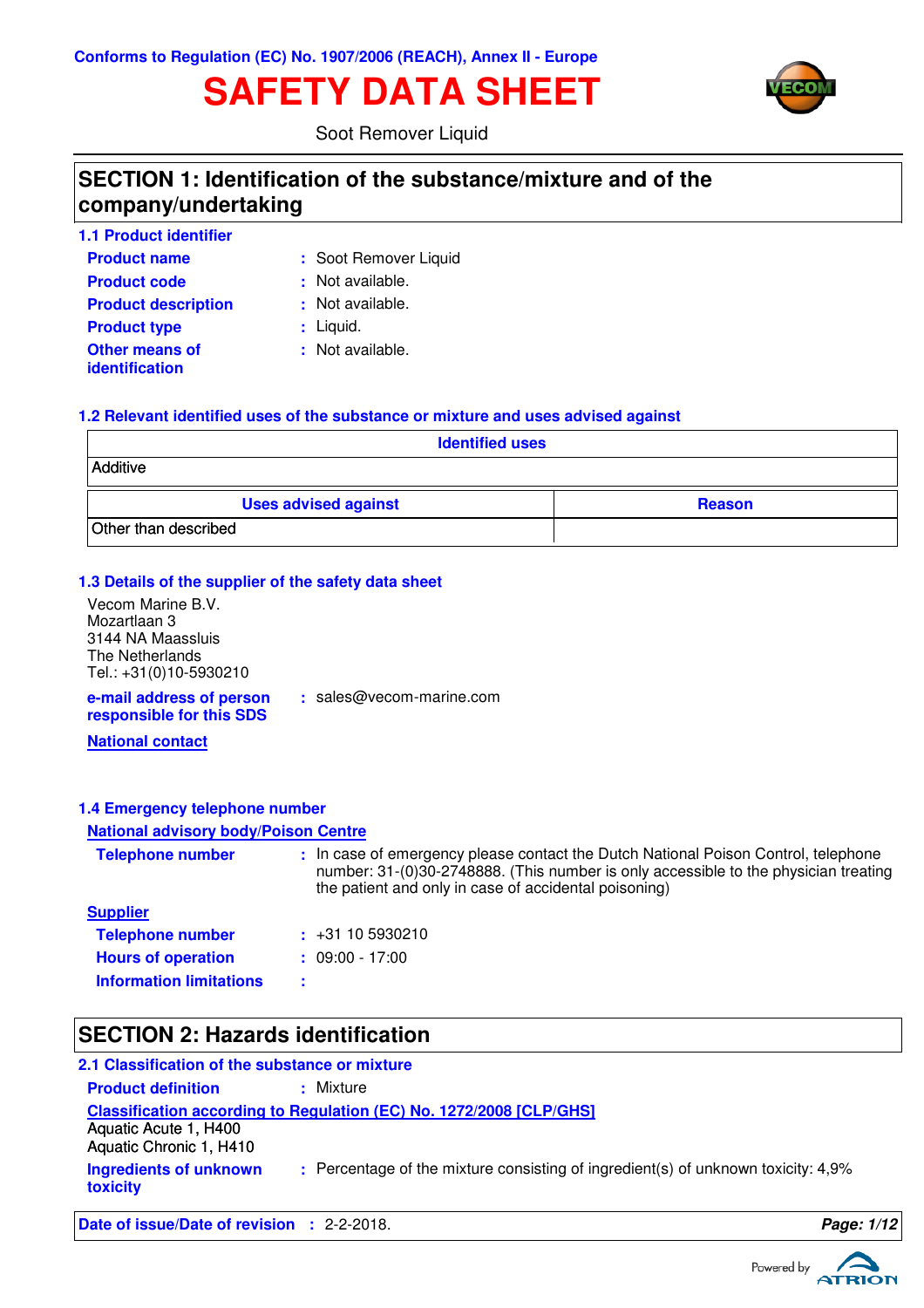Conforms to Regulation (EC) No. 1907/2006 (REACH), Annex II - Europe

# SAFETY DATA SHEET

Soot Remover Liquid

## SECTION 1: Identification of the substance/mixture and of the company/undertaking

### 1.1 Product identifier

**Product name** : Soot Remover Liquid

**Product code** : Not available.

**Product description** : Not available.

**Product type** : Liquid.

**Other means of identification** : Not available.

### 1.2 Relevant identified uses of the substance or mixture and uses advised against

| Identified uses |
|---|
| Additive |

| Uses advised against | Reason |
|---|---|
| Other than described | |

### 1.3 Details of the supplier of the safety data sheet

Vecom Marine B.V.
Mozartlaan 3
3144 NA Maassluis
The Netherlands
Tel.: +31(0)10-5930210

**e-mail address of person responsible for this SDS** : sales@vecom-marine.com

**National contact**

### 1.4 Emergency telephone number

**National advisory body/Poison Centre**

**Telephone number** : In case of emergency please contact the Dutch National Poison Control, telephone number: 31-(0)30-2748888. (This number is only accessible to the physician treating the patient and only in case of accidental poisoning)

**Supplier**

**Telephone number** : +31 10 5930210

**Hours of operation** : 09:00 - 17:00

**Information limitations** :

## SECTION 2: Hazards identification

### 2.1 Classification of the substance or mixture

**Product definition** : Mixture

**Classification according to Regulation (EC) No. 1272/2008 [CLP/GHS]**

Aquatic Acute 1, H400
Aquatic Chronic 1, H410

**Ingredients of unknown toxicity** : Percentage of the mixture consisting of ingredient(s) of unknown toxicity: 4,9%

**Date of issue/Date of revision** : 2-2-2018.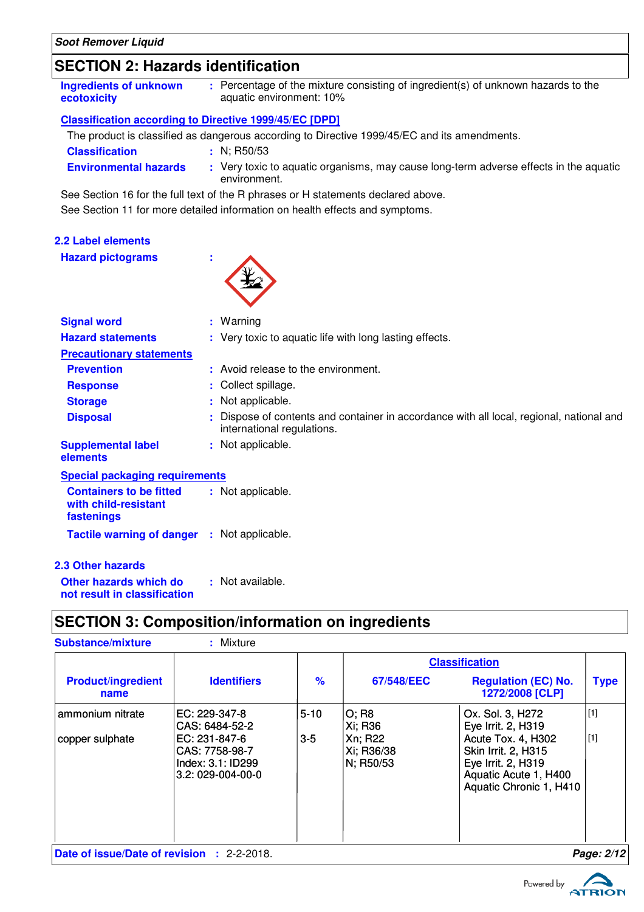## SECTION 2: Hazards identification

**Ingredients of unknown ecotoxicity** : Percentage of the mixture consisting of ingredient(s) of unknown hazards to the aquatic environment: 10%

**Classification according to Directive 1999/45/EC [DPD]**

The product is classified as dangerous according to Directive 1999/45/EC and its amendments.

**Classification** : N; R50/53

**Environmental hazards** : Very toxic to aquatic organisms, may cause long-term adverse effects in the aquatic environment.

See Section 16 for the full text of the R phrases or H statements declared above.

See Section 11 for more detailed information on health effects and symptoms.

### 2.2 Label elements

**Hazard pictograms** :

**Signal word** : Warning

**Hazard statements** : Very toxic to aquatic life with long lasting effects.

**Precautionary statements**

**Prevention** : Avoid release to the environment.

**Response** : Collect spillage.

**Storage** : Not applicable.

**Disposal** : Dispose of contents and container in accordance with all local, regional, national and international regulations.

**Supplemental label elements** : Not applicable.

**Special packaging requirements**

**Containers to be fitted with child-resistant fastenings** : Not applicable.

**Tactile warning of danger** : Not applicable.

### 2.3 Other hazards

**Other hazards which do not result in classification** : Not available.

## SECTION 3: Composition/information on ingredients

**Substance/mixture** : Mixture

| Product/ingredient name | Identifiers | % | Classification 67/548/EEC | Classification Regulation (EC) No. 1272/2008 [CLP] | Type |
|---|---|---|---|---|---|
| ammonium nitrate | EC: 229-347-8<br>CAS: 6484-52-2 | 5-10 | O; R8<br>Xi; R36 | Ox. Sol. 3, H272<br>Eye Irrit. 2, H319 | [1] |
| copper sulphate | EC: 231-847-6<br>CAS: 7758-98-7<br>Index: 3.1: ID299<br>3.2: 029-004-00-0 | 3-5 | Xn; R22<br>Xi; R36/38<br>N; R50/53 | Acute Tox. 4, H302<br>Skin Irrit. 2, H315<br>Eye Irrit. 2, H319<br>Aquatic Acute 1, H400<br>Aquatic Chronic 1, H410 | [1] |

**Date of issue/Date of revision** : 2-2-2018.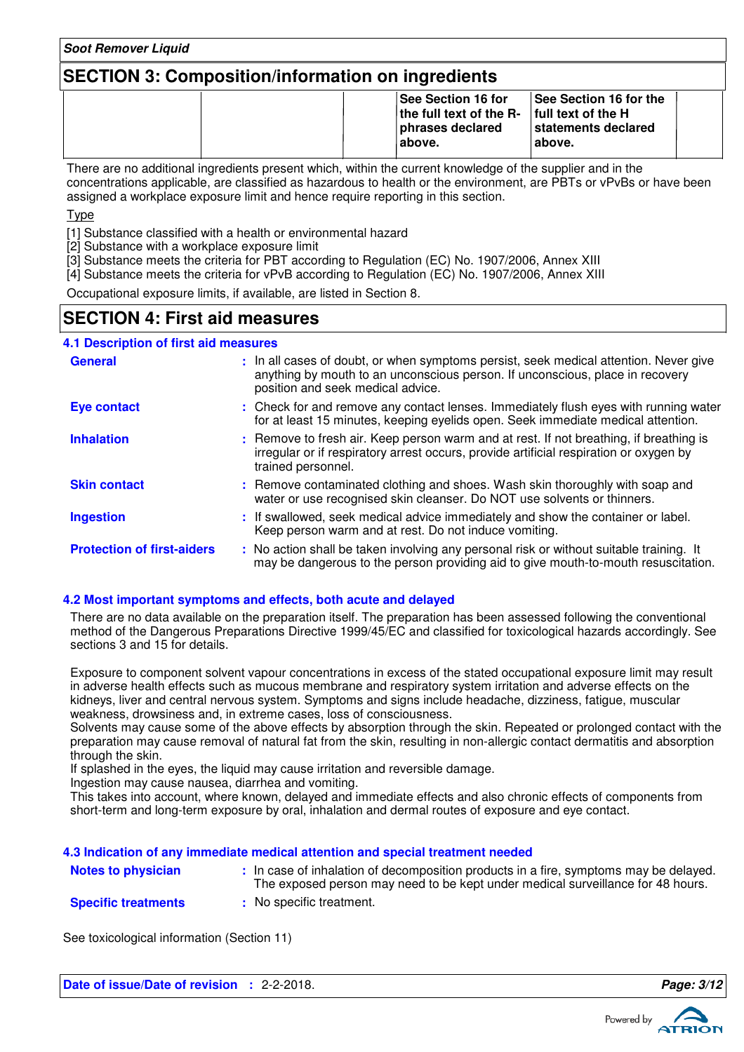## SECTION 3: Composition/information on ingredients

| | | | See Section 16 for the full text of the R-phrases declared above. | See Section 16 for the full text of the H statements declared above. | |
|---|---|---|---|---|---|

There are no additional ingredients present which, within the current knowledge of the supplier and in the concentrations applicable, are classified as hazardous to health or the environment, are PBTs or vPvBs or have been assigned a workplace exposure limit and hence require reporting in this section.

Type

[1] Substance classified with a health or environmental hazard
[2] Substance with a workplace exposure limit
[3] Substance meets the criteria for PBT according to Regulation (EC) No. 1907/2006, Annex XIII
[4] Substance meets the criteria for vPvB according to Regulation (EC) No. 1907/2006, Annex XIII

Occupational exposure limits, if available, are listed in Section 8.

## SECTION 4: First aid measures

### 4.1 Description of first aid measures

**General** : In all cases of doubt, or when symptoms persist, seek medical attention. Never give anything by mouth to an unconscious person. If unconscious, place in recovery position and seek medical advice.

**Eye contact** : Check for and remove any contact lenses. Immediately flush eyes with running water for at least 15 minutes, keeping eyelids open. Seek immediate medical attention.

**Inhalation** : Remove to fresh air. Keep person warm and at rest. If not breathing, if breathing is irregular or if respiratory arrest occurs, provide artificial respiration or oxygen by trained personnel.

**Skin contact** : Remove contaminated clothing and shoes. Wash skin thoroughly with soap and water or use recognised skin cleanser. Do NOT use solvents or thinners.

**Ingestion** : If swallowed, seek medical advice immediately and show the container or label. Keep person warm and at rest. Do not induce vomiting.

**Protection of first-aiders** : No action shall be taken involving any personal risk or without suitable training. It may be dangerous to the person providing aid to give mouth-to-mouth resuscitation.

### 4.2 Most important symptoms and effects, both acute and delayed

There are no data available on the preparation itself. The preparation has been assessed following the conventional method of the Dangerous Preparations Directive 1999/45/EC and classified for toxicological hazards accordingly. See sections 3 and 15 for details.

Exposure to component solvent vapour concentrations in excess of the stated occupational exposure limit may result in adverse health effects such as mucous membrane and respiratory system irritation and adverse effects on the kidneys, liver and central nervous system. Symptoms and signs include headache, dizziness, fatigue, muscular weakness, drowsiness and, in extreme cases, loss of consciousness.
Solvents may cause some of the above effects by absorption through the skin. Repeated or prolonged contact with the preparation may cause removal of natural fat from the skin, resulting in non-allergic contact dermatitis and absorption through the skin.
If splashed in the eyes, the liquid may cause irritation and reversible damage.
Ingestion may cause nausea, diarrhea and vomiting.
This takes into account, where known, delayed and immediate effects and also chronic effects of components from short-term and long-term exposure by oral, inhalation and dermal routes of exposure and eye contact.

### 4.3 Indication of any immediate medical attention and special treatment needed

**Notes to physician** : In case of inhalation of decomposition products in a fire, symptoms may be delayed. The exposed person may need to be kept under medical surveillance for 48 hours.

**Specific treatments** : No specific treatment.

See toxicological information (Section 11)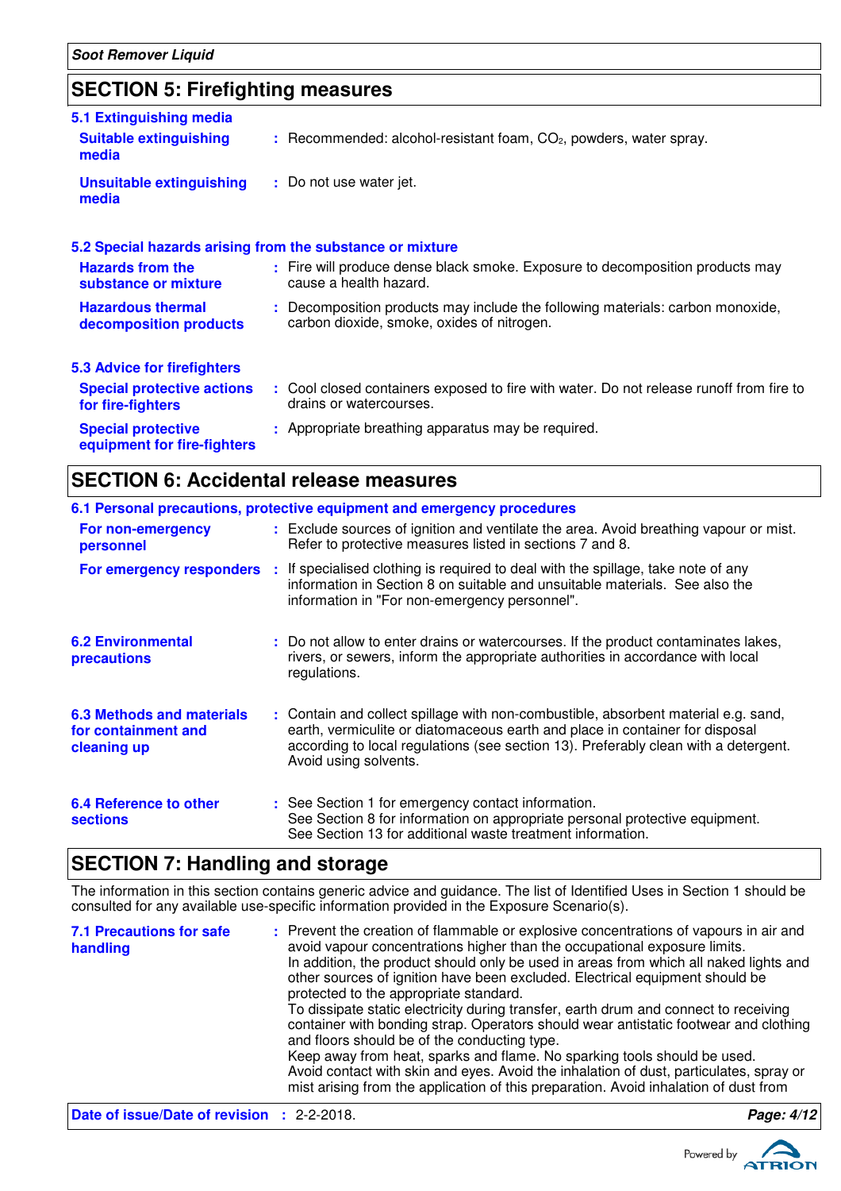## SECTION 5: Firefighting measures

### 5.1 Extinguishing media

**Suitable extinguishing media** : Recommended: alcohol-resistant foam, $CO_2$, powders, water spray.

**Unsuitable extinguishing media** : Do not use water jet.

### 5.2 Special hazards arising from the substance or mixture

**Hazards from the substance or mixture** : Fire will produce dense black smoke. Exposure to decomposition products may cause a health hazard.

**Hazardous thermal decomposition products** : Decomposition products may include the following materials: carbon monoxide, carbon dioxide, smoke, oxides of nitrogen.

### 5.3 Advice for firefighters

**Special protective actions for fire-fighters** : Cool closed containers exposed to fire with water. Do not release runoff from fire to drains or watercourses.

**Special protective equipment for fire-fighters** : Appropriate breathing apparatus may be required.

## SECTION 6: Accidental release measures

### 6.1 Personal precautions, protective equipment and emergency procedures

**For non-emergency personnel** : Exclude sources of ignition and ventilate the area. Avoid breathing vapour or mist. Refer to protective measures listed in sections 7 and 8.

**For emergency responders** : If specialised clothing is required to deal with the spillage, take note of any information in Section 8 on suitable and unsuitable materials. See also the information in "For non-emergency personnel".

**6.2 Environmental precautions** : Do not allow to enter drains or watercourses. If the product contaminates lakes, rivers, or sewers, inform the appropriate authorities in accordance with local regulations.

**6.3 Methods and materials for containment and cleaning up** : Contain and collect spillage with non-combustible, absorbent material e.g. sand, earth, vermiculite or diatomaceous earth and place in container for disposal according to local regulations (see section 13). Preferably clean with a detergent. Avoid using solvents.

**6.4 Reference to other sections** : See Section 1 for emergency contact information.
See Section 8 for information on appropriate personal protective equipment.
See Section 13 for additional waste treatment information.

## SECTION 7: Handling and storage

The information in this section contains generic advice and guidance. The list of Identified Uses in Section 1 should be consulted for any available use-specific information provided in the Exposure Scenario(s).

**7.1 Precautions for safe handling** : Prevent the creation of flammable or explosive concentrations of vapours in air and avoid vapour concentrations higher than the occupational exposure limits.
In addition, the product should only be used in areas from which all naked lights and other sources of ignition have been excluded. Electrical equipment should be protected to the appropriate standard.
To dissipate static electricity during transfer, earth drum and connect to receiving container with bonding strap. Operators should wear antistatic footwear and clothing and floors should be of the conducting type.
Keep away from heat, sparks and flame. No sparking tools should be used.
Avoid contact with skin and eyes. Avoid the inhalation of dust, particulates, spray or mist arising from the application of this preparation. Avoid inhalation of dust from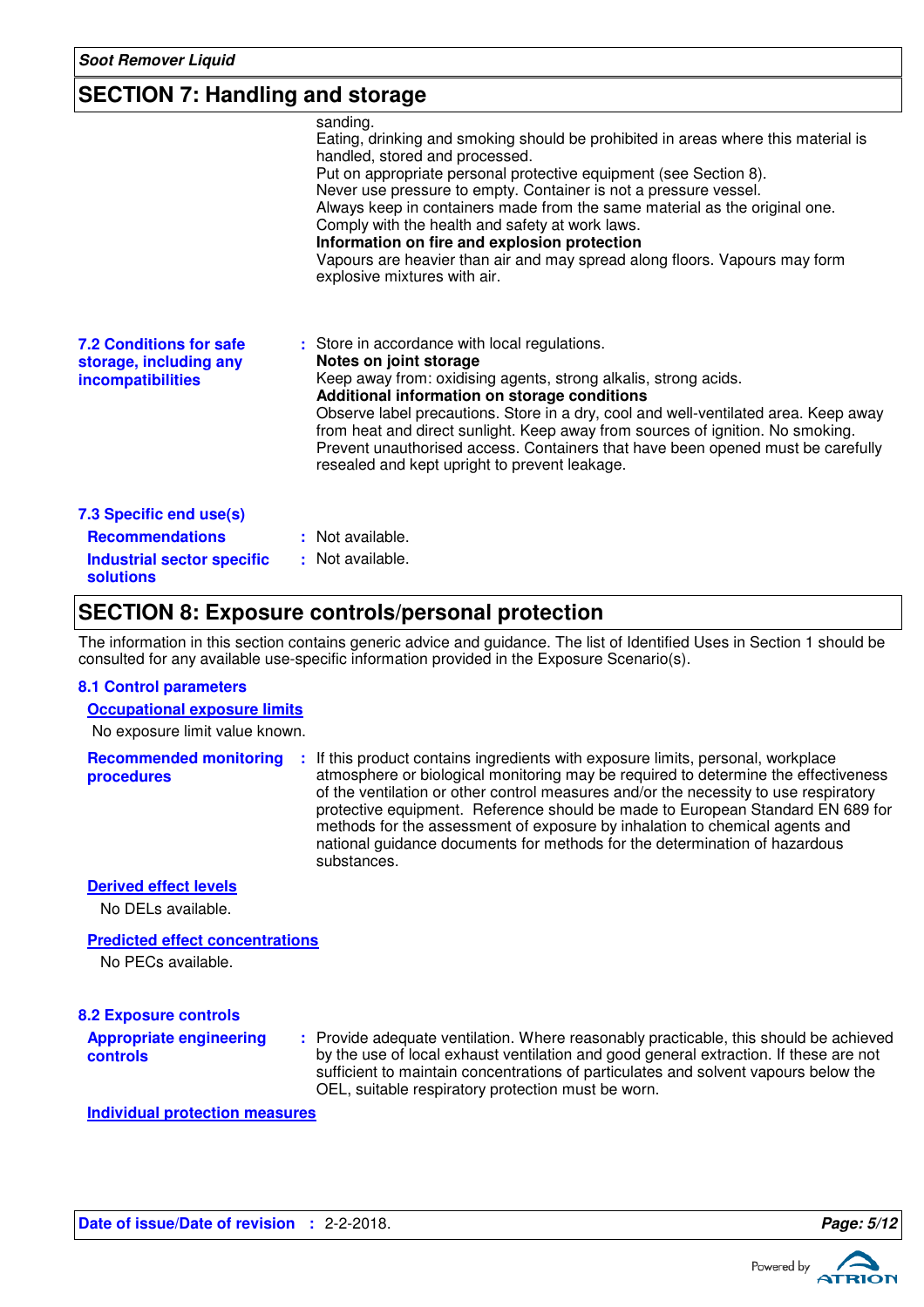## SECTION 7: Handling and storage

sanding.
Eating, drinking and smoking should be prohibited in areas where this material is handled, stored and processed.
Put on appropriate personal protective equipment (see Section 8).
Never use pressure to empty. Container is not a pressure vessel.
Always keep in containers made from the same material as the original one.
Comply with the health and safety at work laws.

**Information on fire and explosion protection**
Vapours are heavier than air and may spread along floors. Vapours may form explosive mixtures with air.

**7.2 Conditions for safe storage, including any incompatibilities** : Store in accordance with local regulations.

**Notes on joint storage**
Keep away from: oxidising agents, strong alkalis, strong acids.

**Additional information on storage conditions**
Observe label precautions. Store in a dry, cool and well-ventilated area. Keep away from heat and direct sunlight. Keep away from sources of ignition. No smoking. Prevent unauthorised access. Containers that have been opened must be carefully resealed and kept upright to prevent leakage.

**7.3 Specific end use(s)**

**Recommendations** : Not available.

**Industrial sector specific solutions** : Not available.

## SECTION 8: Exposure controls/personal protection

The information in this section contains generic advice and guidance. The list of Identified Uses in Section 1 should be consulted for any available use-specific information provided in the Exposure Scenario(s).

**8.1 Control parameters**

**Occupational exposure limits**

No exposure limit value known.

**Recommended monitoring procedures** : If this product contains ingredients with exposure limits, personal, workplace atmosphere or biological monitoring may be required to determine the effectiveness of the ventilation or other control measures and/or the necessity to use respiratory protective equipment. Reference should be made to European Standard EN 689 for methods for the assessment of exposure by inhalation to chemical agents and national guidance documents for methods for the determination of hazardous substances.

**Derived effect levels**

No DELs available.

**Predicted effect concentrations**

No PECs available.

**8.2 Exposure controls**

**Appropriate engineering controls** : Provide adequate ventilation. Where reasonably practicable, this should be achieved by the use of local exhaust ventilation and good general extraction. If these are not sufficient to maintain concentrations of particulates and solvent vapours below the OEL, suitable respiratory protection must be worn.

**Individual protection measures**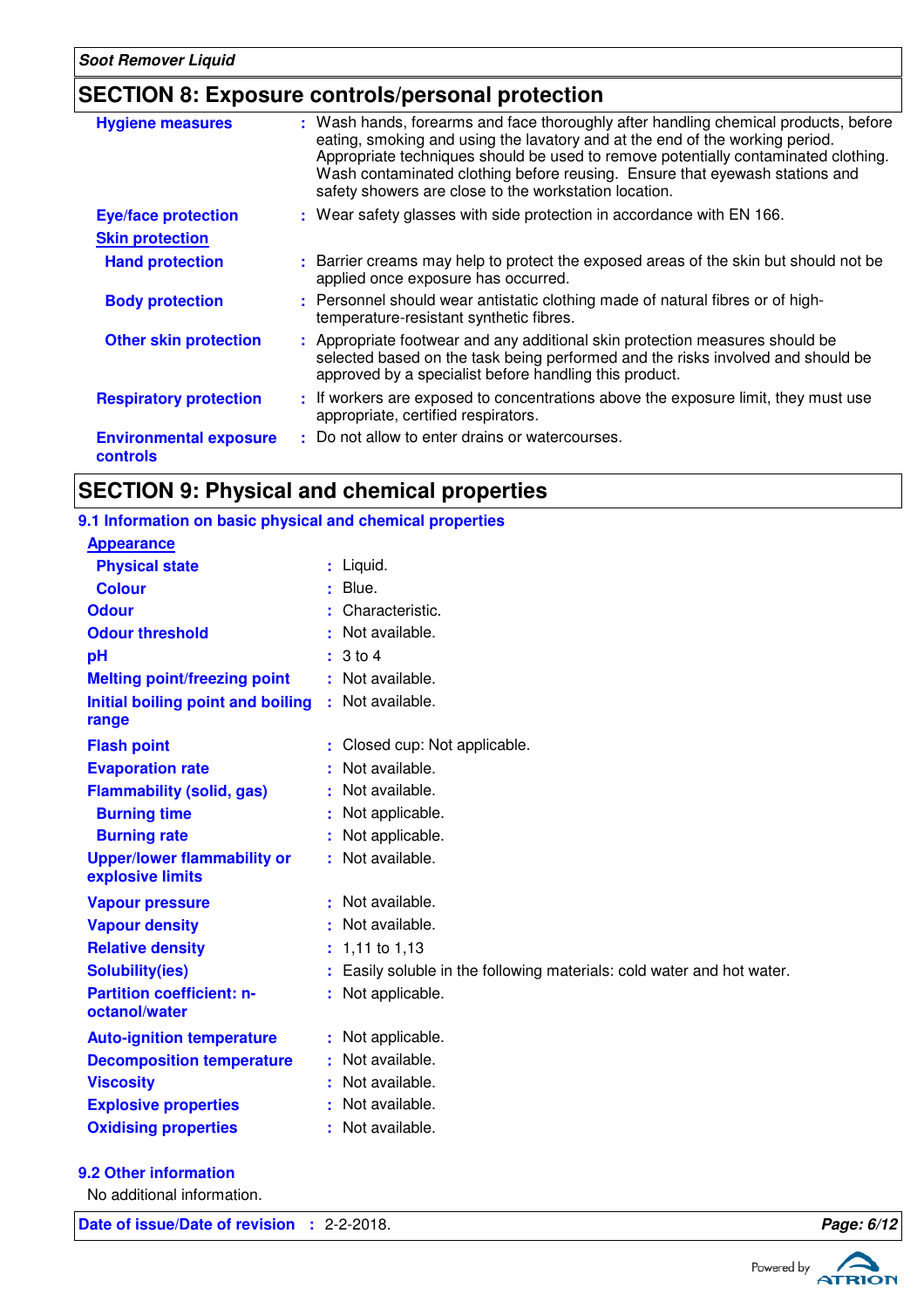## SECTION 8: Exposure controls/personal protection

**Hygiene measures** : Wash hands, forearms and face thoroughly after handling chemical products, before eating, smoking and using the lavatory and at the end of the working period. Appropriate techniques should be used to remove potentially contaminated clothing. Wash contaminated clothing before reusing. Ensure that eyewash stations and safety showers are close to the workstation location.

**Eye/face protection** : Wear safety glasses with side protection in accordance with EN 166.

**Skin protection**

**Hand protection** : Barrier creams may help to protect the exposed areas of the skin but should not be applied once exposure has occurred.

**Body protection** : Personnel should wear antistatic clothing made of natural fibres or of high-temperature-resistant synthetic fibres.

**Other skin protection** : Appropriate footwear and any additional skin protection measures should be selected based on the task being performed and the risks involved and should be approved by a specialist before handling this product.

**Respiratory protection** : If workers are exposed to concentrations above the exposure limit, they must use appropriate, certified respirators.

**Environmental exposure controls** : Do not allow to enter drains or watercourses.

## SECTION 9: Physical and chemical properties

### 9.1 Information on basic physical and chemical properties

**Appearance**

| Property | Value |
|---|---|
| Physical state | Liquid. |
| Colour | Blue. |
| Odour | Characteristic. |
| Odour threshold | Not available. |
| pH | 3 to 4 |
| Melting point/freezing point | Not available. |
| Initial boiling point and boiling range | Not available. |
| Flash point | Closed cup: Not applicable. |
| Evaporation rate | Not available. |
| Flammability (solid, gas) | Not available. |
| Burning time | Not applicable. |
| Burning rate | Not applicable. |
| Upper/lower flammability or explosive limits | Not available. |
| Vapour pressure | Not available. |
| Vapour density | Not available. |
| Relative density | 1,11 to 1,13 |
| Solubility(ies) | Easily soluble in the following materials: cold water and hot water. |
| Partition coefficient: n-octanol/water | Not applicable. |
| Auto-ignition temperature | Not applicable. |
| Decomposition temperature | Not available. |
| Viscosity | Not available. |
| Explosive properties | Not available. |
| Oxidising properties | Not available. |

### 9.2 Other information

No additional information.

**Date of issue/Date of revision** : 2-2-2018.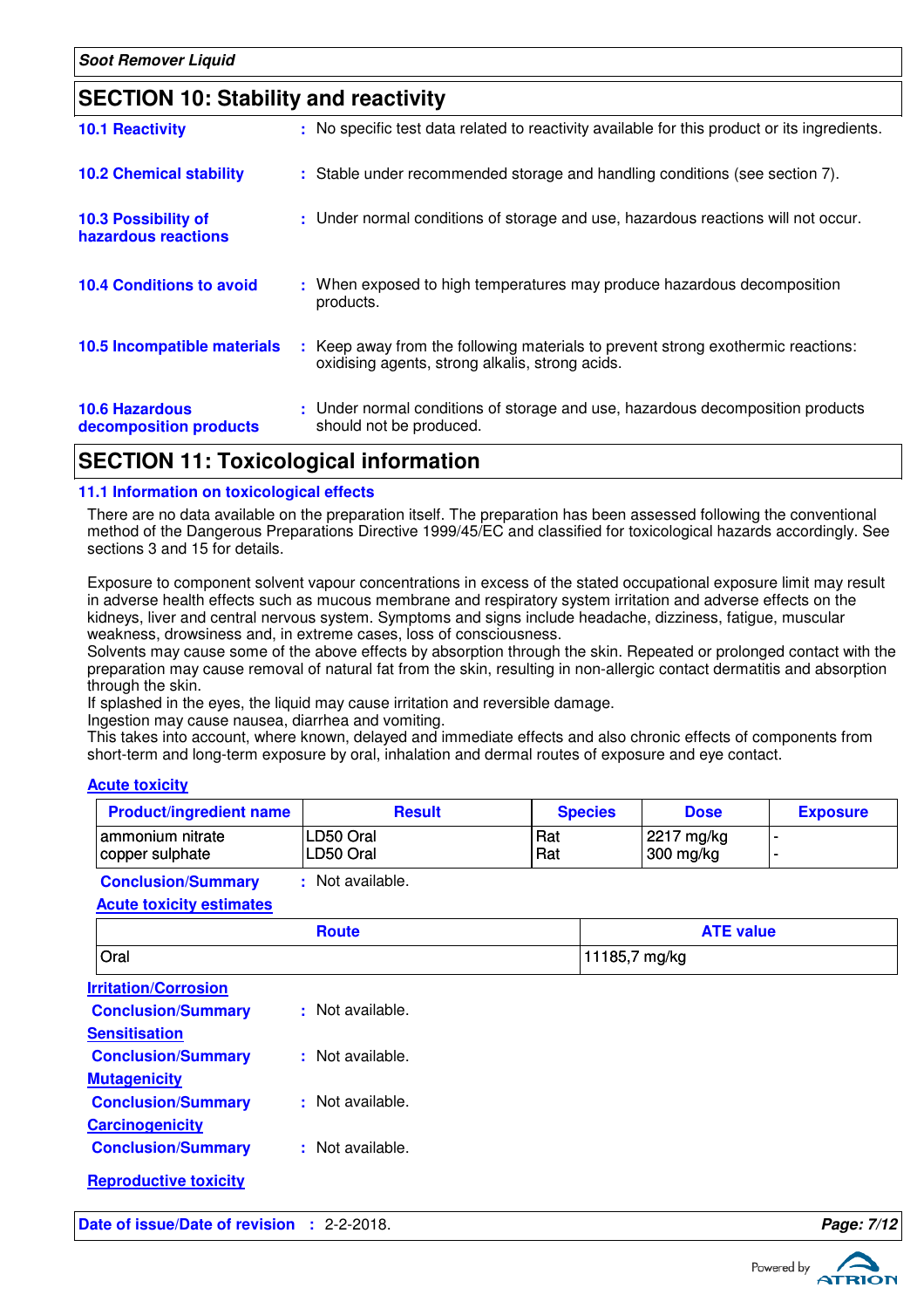## SECTION 10: Stability and reactivity

**10.1 Reactivity** : No specific test data related to reactivity available for this product or its ingredients.

**10.2 Chemical stability** : Stable under recommended storage and handling conditions (see section 7).

**10.3 Possibility of hazardous reactions** : Under normal conditions of storage and use, hazardous reactions will not occur.

**10.4 Conditions to avoid** : When exposed to high temperatures may produce hazardous decomposition products.

**10.5 Incompatible materials** : Keep away from the following materials to prevent strong exothermic reactions: oxidising agents, strong alkalis, strong acids.

**10.6 Hazardous decomposition products** : Under normal conditions of storage and use, hazardous decomposition products should not be produced.

## SECTION 11: Toxicological information

### 11.1 Information on toxicological effects

There are no data available on the preparation itself. The preparation has been assessed following the conventional method of the Dangerous Preparations Directive 1999/45/EC and classified for toxicological hazards accordingly. See sections 3 and 15 for details.

Exposure to component solvent vapour concentrations in excess of the stated occupational exposure limit may result in adverse health effects such as mucous membrane and respiratory system irritation and adverse effects on the kidneys, liver and central nervous system. Symptoms and signs include headache, dizziness, fatigue, muscular weakness, drowsiness and, in extreme cases, loss of consciousness.
Solvents may cause some of the above effects by absorption through the skin. Repeated or prolonged contact with the preparation may cause removal of natural fat from the skin, resulting in non-allergic contact dermatitis and absorption through the skin.
If splashed in the eyes, the liquid may cause irritation and reversible damage.
Ingestion may cause nausea, diarrhea and vomiting.
This takes into account, where known, delayed and immediate effects and also chronic effects of components from short-term and long-term exposure by oral, inhalation and dermal routes of exposure and eye contact.

**Acute toxicity**

| Product/ingredient name | Result | Species | Dose | Exposure |
|---|---|---|---|---|
| ammonium nitrate | LD50 Oral | Rat | 2217 mg/kg | - |
| copper sulphate | LD50 Oral | Rat | 300 mg/kg | - |

**Conclusion/Summary** : Not available.

**Acute toxicity estimates**

| Route | ATE value |
|---|---|
| Oral | 11185,7 mg/kg |

**Irritation/Corrosion**

**Conclusion/Summary** : Not available.

**Sensitisation**

**Conclusion/Summary** : Not available.

**Mutagenicity**

**Conclusion/Summary** : Not available.

**Carcinogenicity**

**Conclusion/Summary** : Not available.

**Reproductive toxicity**

**Date of issue/Date of revision** : 2-2-2018.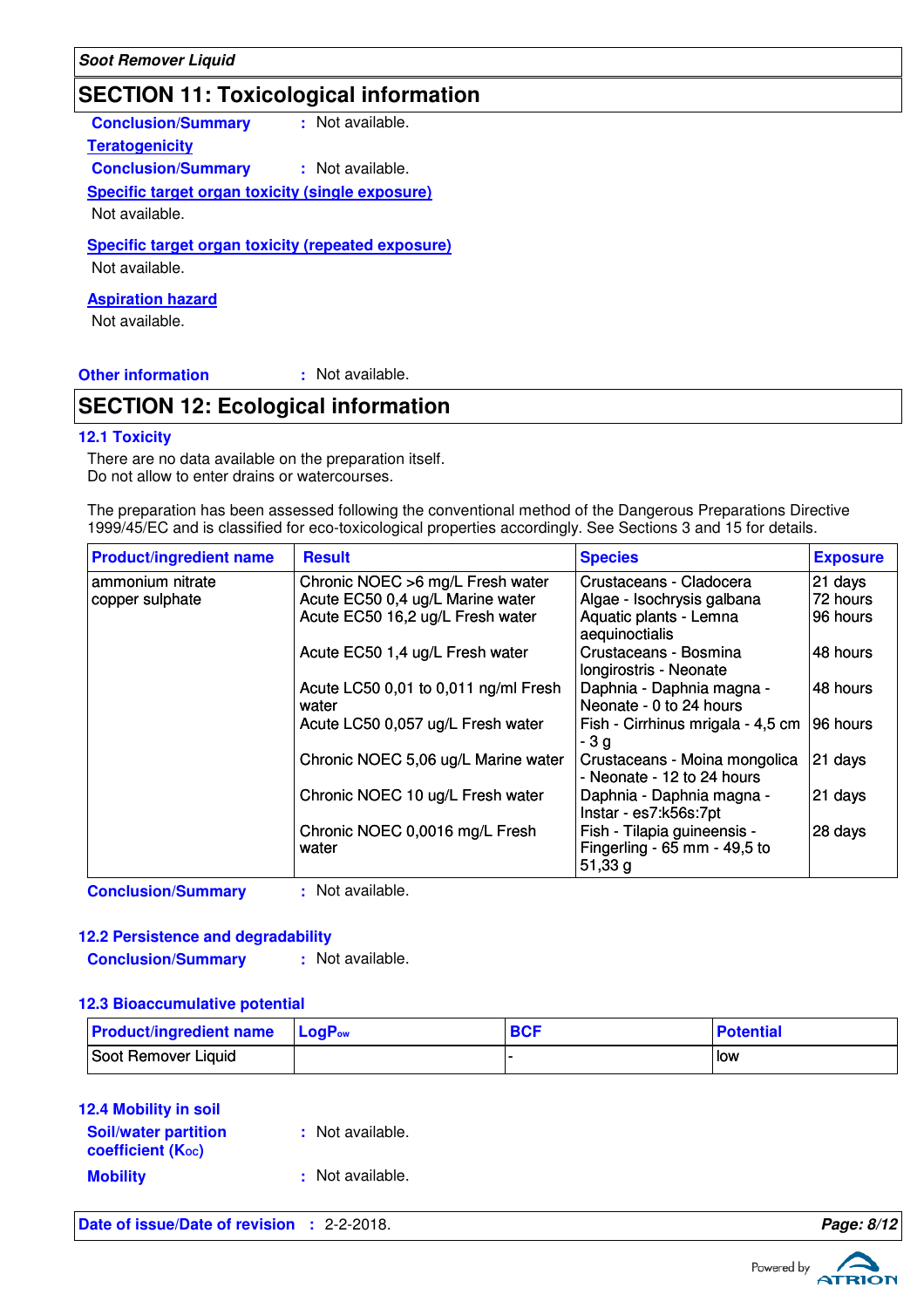## SECTION 11: Toxicological information

**Conclusion/Summary** : Not available.

**Teratogenicity**

**Conclusion/Summary** : Not available.

**Specific target organ toxicity (single exposure)**

Not available.

**Specific target organ toxicity (repeated exposure)**

Not available.

**Aspiration hazard**

Not available.

**Other information** : Not available.

## SECTION 12: Ecological information

### 12.1 Toxicity

There are no data available on the preparation itself.
Do not allow to enter drains or watercourses.

The preparation has been assessed following the conventional method of the Dangerous Preparations Directive 1999/45/EC and is classified for eco-toxicological properties accordingly. See Sections 3 and 15 for details.

| Product/ingredient name | Result | Species | Exposure |
|---|---|---|---|
| ammonium nitrate | Chronic NOEC >6 mg/L Fresh water | Crustaceans - Cladocera | 21 days |
| copper sulphate | Acute EC50 0,4 ug/L Marine water | Algae - Isochrysis galbana | 72 hours |
| | Acute EC50 16,2 ug/L Fresh water | Aquatic plants - Lemna aequinoctialis | 96 hours |
| | Acute EC50 1,4 ug/L Fresh water | Crustaceans - Bosmina longirostris - Neonate | 48 hours |
| | Acute LC50 0,01 to 0,011 ng/ml Fresh water | Daphnia - Daphnia magna - Neonate - 0 to 24 hours | 48 hours |
| | Acute LC50 0,057 ug/L Fresh water | Fish - Cirrhinus mrigala - 4,5 cm - 3 g | 96 hours |
| | Chronic NOEC 5,06 ug/L Marine water | Crustaceans - Moina mongolica - Neonate - 12 to 24 hours | 21 days |
| | Chronic NOEC 10 ug/L Fresh water | Daphnia - Daphnia magna - Instar - es7:k56s:7pt | 21 days |
| | Chronic NOEC 0,0016 mg/L Fresh water | Fish - Tilapia guineensis - Fingerling - 65 mm - 49,5 to 51,33 g | 28 days |

**Conclusion/Summary** : Not available.

### 12.2 Persistence and degradability

**Conclusion/Summary** : Not available.

### 12.3 Bioaccumulative potential

| Product/ingredient name | $LogP_{ow}$ | BCF | Potential |
|---|---|---|---|
| Soot Remover Liquid | | - | low |

### 12.4 Mobility in soil

**Soil/water partition coefficient ($K_{OC}$)** : Not available.

**Mobility** : Not available.

**Date of issue/Date of revision** : 2-2-2018.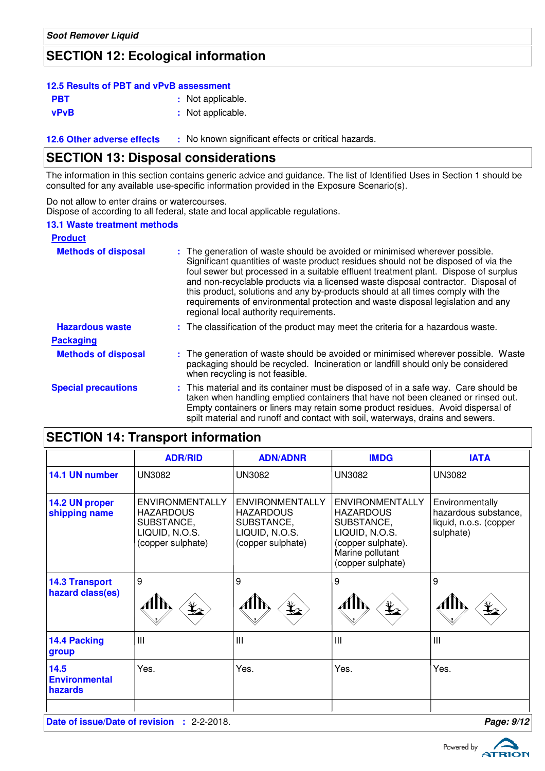Soot Remover Liquid

## SECTION 12: Ecological information

### 12.5 Results of PBT and vPvB assessment

**PBT** : Not applicable.

**vPvB** : Not applicable.

**12.6 Other adverse effects** : No known significant effects or critical hazards.

## SECTION 13: Disposal considerations

The information in this section contains generic advice and guidance. The list of Identified Uses in Section 1 should be consulted for any available use-specific information provided in the Exposure Scenario(s).

Do not allow to enter drains or watercourses.
Dispose of according to all federal, state and local applicable regulations.

### 13.1 Waste treatment methods

**Product**

**Methods of disposal** : The generation of waste should be avoided or minimised wherever possible. Significant quantities of waste product residues should not be disposed of via the foul sewer but processed in a suitable effluent treatment plant. Dispose of surplus and non-recyclable products via a licensed waste disposal contractor. Disposal of this product, solutions and any by-products should at all times comply with the requirements of environmental protection and waste disposal legislation and any regional local authority requirements.

**Hazardous waste** : The classification of the product may meet the criteria for a hazardous waste.

**Packaging**

**Methods of disposal** : The generation of waste should be avoided or minimised wherever possible. Waste packaging should be recycled. Incineration or landfill should only be considered when recycling is not feasible.

**Special precautions** : This material and its container must be disposed of in a safe way. Care should be taken when handling emptied containers that have not been cleaned or rinsed out. Empty containers or liners may retain some product residues. Avoid dispersal of spilt material and runoff and contact with soil, waterways, drains and sewers.

## SECTION 14: Transport information

| | ADR/RID | ADN/ADNR | IMDG | IATA |
|---|---|---|---|---|
| **14.1 UN number** | UN3082 | UN3082 | UN3082 | UN3082 |
| **14.2 UN proper shipping name** | ENVIRONMENTALLY HAZARDOUS SUBSTANCE, LIQUID, N.O.S. (copper sulphate) | ENVIRONMENTALLY HAZARDOUS SUBSTANCE, LIQUID, N.O.S. (copper sulphate) | ENVIRONMENTALLY HAZARDOUS SUBSTANCE, LIQUID, N.O.S. (copper sulphate). Marine pollutant (copper sulphate) | Environmentally hazardous substance, liquid, n.o.s. (copper sulphate) |
| **14.3 Transport hazard class(es)** | 9 | 9 | 9 | 9 |
| **14.4 Packing group** | III | III | III | III |
| **14.5 Environmental hazards** | Yes. | Yes. | Yes. | Yes. |

**Date of issue/Date of revision** : 2-2-2018.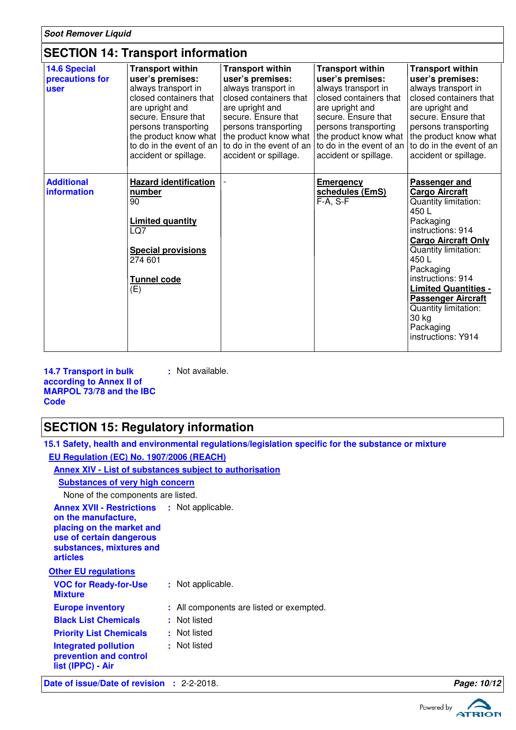## SECTION 14: Transport information

| | | | | |
|---|---|---|---|---|
| **14.6 Special precautions for user** | **Transport within user's premises:** always transport in closed containers that are upright and secure. Ensure that persons transporting the product know what to do in the event of an accident or spillage. | **Transport within user's premises:** always transport in closed containers that are upright and secure. Ensure that persons transporting the product know what to do in the event of an accident or spillage. | **Transport within user's premises:** always transport in closed containers that are upright and secure. Ensure that persons transporting the product know what to do in the event of an accident or spillage. | **Transport within user's premises:** always transport in closed containers that are upright and secure. Ensure that persons transporting the product know what to do in the event of an accident or spillage. |
| **Additional information** | **Hazard identification number** 90<br><br>**Limited quantity** LQ7<br><br>**Special provisions** 274 601<br><br>**Tunnel code** (E) | - | **Emergency schedules (EmS)** F-A, S-F | **Passenger and Cargo Aircraft** Quantity limitation: 450 L Packaging instructions: 914 **Cargo Aircraft Only** Quantity limitation: 450 L Packaging instructions: 914 **Limited Quantities - Passenger Aircraft** Quantity limitation: 30 kg Packaging instructions: Y914 |

**14.7 Transport in bulk according to Annex II of MARPOL 73/78 and the IBC Code** : Not available.

## SECTION 15: Regulatory information

**15.1 Safety, health and environmental regulations/legislation specific for the substance or mixture**

**EU Regulation (EC) No. 1907/2006 (REACH)**

**Annex XIV - List of substances subject to authorisation**

**Substances of very high concern**

None of the components are listed.

**Annex XVII - Restrictions on the manufacture, placing on the market and use of certain dangerous substances, mixtures and articles** : Not applicable.

**Other EU regulations**

**VOC for Ready-for-Use Mixture** : Not applicable.

**Europe inventory** : All components are listed or exempted.

**Black List Chemicals** : Not listed

**Priority List Chemicals** : Not listed

**Integrated pollution prevention and control list (IPPC) - Air** : Not listed

**Date of issue/Date of revision** : 2-2-2018.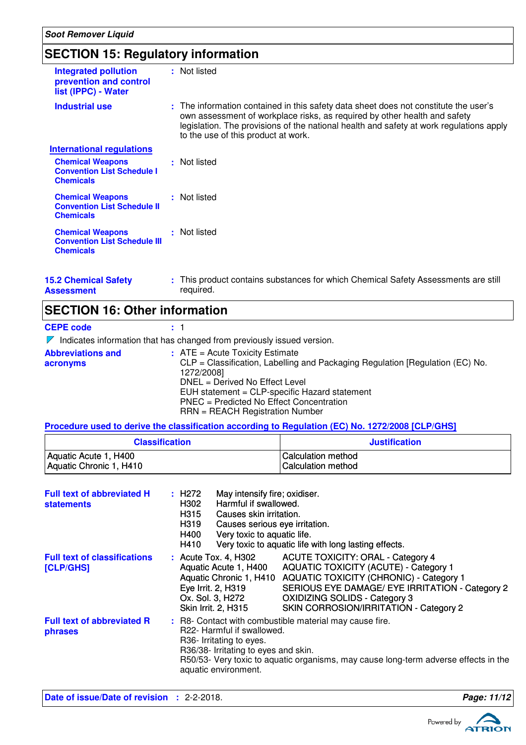## SECTION 15: Regulatory information

**Integrated pollution prevention and control list (IPPC) - Water** : Not listed

**Industrial use** : The information contained in this safety data sheet does not constitute the user's own assessment of workplace risks, as required by other health and safety legislation. The provisions of the national health and safety at work regulations apply to the use of this product at work.

**International regulations**

**Chemical Weapons Convention List Schedule I Chemicals** : Not listed

**Chemical Weapons Convention List Schedule II Chemicals** : Not listed

**Chemical Weapons Convention List Schedule III Chemicals** : Not listed

**15.2 Chemical Safety Assessment** : This product contains substances for which Chemical Safety Assessments are still required.

## SECTION 16: Other information

**CEPE code** : 1

Indicates information that has changed from previously issued version.

**Abbreviations and acronyms** :
ATE = Acute Toxicity Estimate
CLP = Classification, Labelling and Packaging Regulation [Regulation (EC) No. 1272/2008]
DNEL = Derived No Effect Level
EUH statement = CLP-specific Hazard statement
PNEC = Predicted No Effect Concentration
RRN = REACH Registration Number

**Procedure used to derive the classification according to Regulation (EC) No. 1272/2008 [CLP/GHS]**

| Classification | Justification |
|---|---|
| Aquatic Acute 1, H400<br>Aquatic Chronic 1, H410 | Calculation method<br>Calculation method |

**Full text of abbreviated H statements** :
H272 May intensify fire; oxidiser.
H302 Harmful if swallowed.
H315 Causes skin irritation.
H319 Causes serious eye irritation.
H400 Very toxic to aquatic life.
H410 Very toxic to aquatic life with long lasting effects.

**Full text of classifications [CLP/GHS]** :
Acute Tox. 4, H302 ACUTE TOXICITY: ORAL - Category 4
Aquatic Acute 1, H400 AQUATIC TOXICITY (ACUTE) - Category 1
Aquatic Chronic 1, H410 AQUATIC TOXICITY (CHRONIC) - Category 1
Eye Irrit. 2, H319 SERIOUS EYE DAMAGE/ EYE IRRITATION - Category 2
Ox. Sol. 3, H272 OXIDIZING SOLIDS - Category 3
Skin Irrit. 2, H315 SKIN CORROSION/IRRITATION - Category 2

**Full text of abbreviated R phrases** :
R8- Contact with combustible material may cause fire.
R22- Harmful if swallowed.
R36- Irritating to eyes.
R36/38- Irritating to eyes and skin.
R50/53- Very toxic to aquatic organisms, may cause long-term adverse effects in the aquatic environment.

**Date of issue/Date of revision** : 2-2-2018.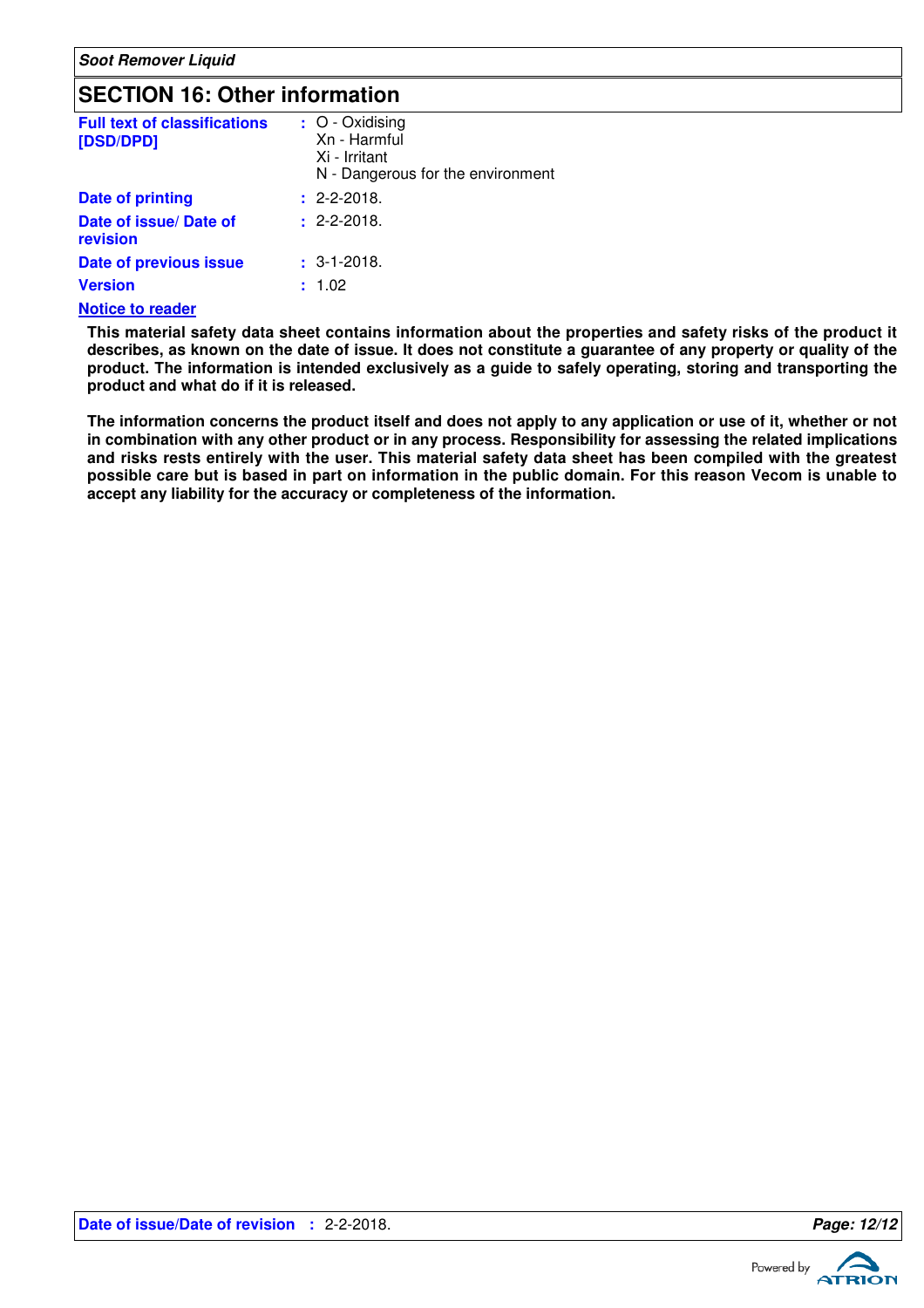## SECTION 16: Other information

| | |
|---|---|
| **Full text of classifications [DSD/DPD]** | : O - Oxidising<br>Xn - Harmful<br>Xi - Irritant<br>N - Dangerous for the environment |
| **Date of printing** | : 2-2-2018. |
| **Date of issue/ Date of revision** | : 2-2-2018. |
| **Date of previous issue** | : 3-1-2018. |
| **Version** | : 1.02 |

**Notice to reader**

**This material safety data sheet contains information about the properties and safety risks of the product it describes, as known on the date of issue. It does not constitute a guarantee of any property or quality of the product. The information is intended exclusively as a guide to safely operating, storing and transporting the product and what do if it is released.**

**The information concerns the product itself and does not apply to any application or use of it, whether or not in combination with any other product or in any process. Responsibility for assessing the related implications and risks rests entirely with the user. This material safety data sheet has been compiled with the greatest possible care but is based in part on information in the public domain. For this reason Vecom is unable to accept any liability for the accuracy or completeness of the information.**